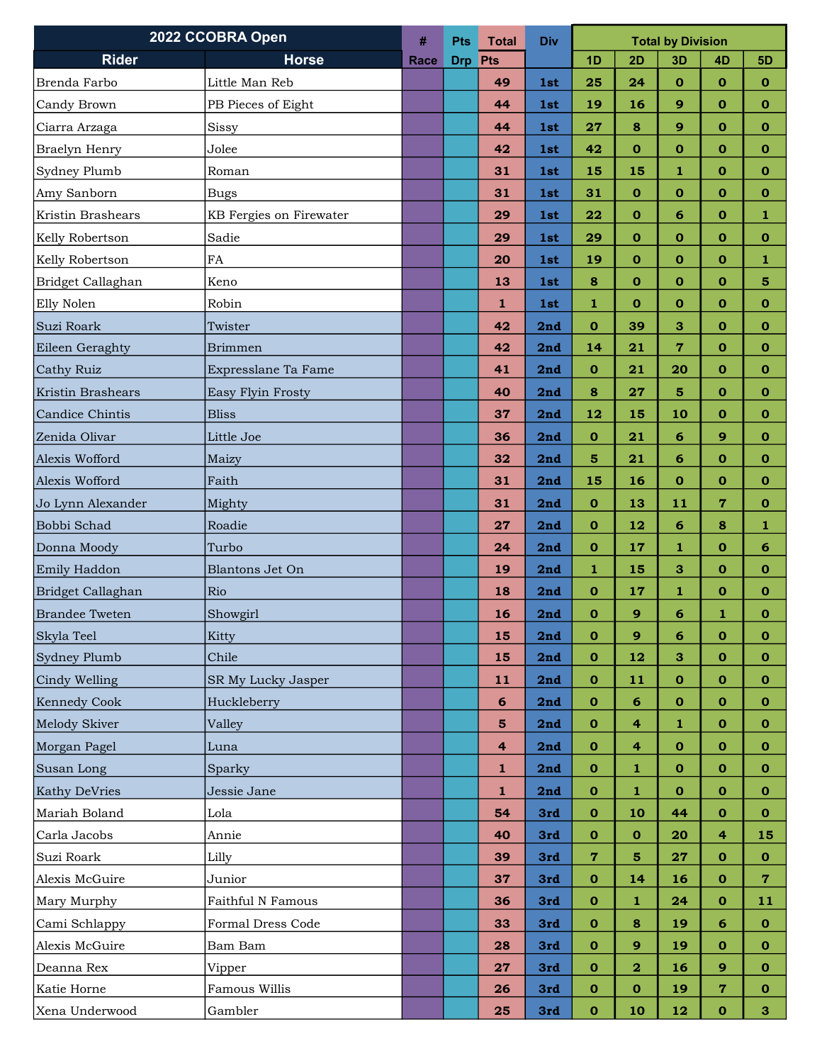| 2022 CCOBRA Open | | # | Pts | Total | Div | Total by Division | | | | |
|---|---|---|---|---|---|---|---|---|---|---|
| Rider | Horse | Race | Drp | Pts | | 1D | 2D | 3D | 4D | 5D |
| Brenda Farbo | Little Man Reb | | | 49 | 1st | 25 | 24 | 0 | 0 | 0 |
| Candy Brown | PB Pieces of Eight | | | 44 | 1st | 19 | 16 | 9 | 0 | 0 |
| Ciarra Arzaga | Sissy | | | 44 | 1st | 27 | 8 | 9 | 0 | 0 |
| Braelyn Henry | Jolee | | | 42 | 1st | 42 | 0 | 0 | 0 | 0 |
| Sydney Plumb | Roman | | | 31 | 1st | 15 | 15 | 1 | 0 | 0 |
| Amy Sanborn | Bugs | | | 31 | 1st | 31 | 0 | 0 | 0 | 0 |
| Kristin Brashears | KB Fergies on Firewater | | | 29 | 1st | 22 | 0 | 6 | 0 | 1 |
| Kelly Robertson | Sadie | | | 29 | 1st | 29 | 0 | 0 | 0 | 0 |
| Kelly Robertson | FA | | | 20 | 1st | 19 | 0 | 0 | 0 | 1 |
| Bridget Callaghan | Keno | | | 13 | 1st | 8 | 0 | 0 | 0 | 5 |
| Elly Nolen | Robin | | | 1 | 1st | 1 | 0 | 0 | 0 | 0 |
| Suzi Roark | Twister | | | 42 | 2nd | 0 | 39 | 3 | 0 | 0 |
| Eileen Geraghty | Brimmen | | | 42 | 2nd | 14 | 21 | 7 | 0 | 0 |
| Cathy Ruiz | Expresslane Ta Fame | | | 41 | 2nd | 0 | 21 | 20 | 0 | 0 |
| Kristin Brashears | Easy Flyin Frosty | | | 40 | 2nd | 8 | 27 | 5 | 0 | 0 |
| Candice Chintis | Bliss | | | 37 | 2nd | 12 | 15 | 10 | 0 | 0 |
| Zenida Olivar | Little Joe | | | 36 | 2nd | 0 | 21 | 6 | 9 | 0 |
| Alexis Wofford | Maizy | | | 32 | 2nd | 5 | 21 | 6 | 0 | 0 |
| Alexis Wofford | Faith | | | 31 | 2nd | 15 | 16 | 0 | 0 | 0 |
| Jo Lynn Alexander | Mighty | | | 31 | 2nd | 0 | 13 | 11 | 7 | 0 |
| Bobbi Schad | Roadie | | | 27 | 2nd | 0 | 12 | 6 | 8 | 1 |
| Donna Moody | Turbo | | | 24 | 2nd | 0 | 17 | 1 | 0 | 6 |
| Emily Haddon | Blantons Jet On | | | 19 | 2nd | 1 | 15 | 3 | 0 | 0 |
| Bridget Callaghan | Rio | | | 18 | 2nd | 0 | 17 | 1 | 0 | 0 |
| Brandee Tweten | Showgirl | | | 16 | 2nd | 0 | 9 | 6 | 1 | 0 |
| Skyla Teel | Kitty | | | 15 | 2nd | 0 | 9 | 6 | 0 | 0 |
| Sydney Plumb | Chile | | | 15 | 2nd | 0 | 12 | 3 | 0 | 0 |
| Cindy Welling | SR My Lucky Jasper | | | 11 | 2nd | 0 | 11 | 0 | 0 | 0 |
| Kennedy Cook | Huckleberry | | | 6 | 2nd | 0 | 6 | 0 | 0 | 0 |
| Melody Skiver | Valley | | | 5 | 2nd | 0 | 4 | 1 | 0 | 0 |
| Morgan Pagel | Luna | | | 4 | 2nd | 0 | 4 | 0 | 0 | 0 |
| Susan Long | Sparky | | | 1 | 2nd | 0 | 1 | 0 | 0 | 0 |
| Kathy DeVries | Jessie Jane | | | 1 | 2nd | 0 | 1 | 0 | 0 | 0 |
| Mariah Boland | Lola | | | 54 | 3rd | 0 | 10 | 44 | 0 | 0 |
| Carla Jacobs | Annie | | | 40 | 3rd | 0 | 0 | 20 | 4 | 15 |
| Suzi Roark | Lilly | | | 39 | 3rd | 7 | 5 | 27 | 0 | 0 |
| Alexis McGuire | Junior | | | 37 | 3rd | 0 | 14 | 16 | 0 | 7 |
| Mary Murphy | Faithful N Famous | | | 36 | 3rd | 0 | 1 | 24 | 0 | 11 |
| Cami Schlappy | Formal Dress Code | | | 33 | 3rd | 0 | 8 | 19 | 6 | 0 |
| Alexis McGuire | Bam Bam | | | 28 | 3rd | 0 | 9 | 19 | 0 | 0 |
| Deanna Rex | Vipper | | | 27 | 3rd | 0 | 2 | 16 | 9 | 0 |
| Katie Horne | Famous Willis | | | 26 | 3rd | 0 | 0 | 19 | 7 | 0 |
| Xena Underwood | Gambler | | | 25 | 3rd | 0 | 10 | 12 | 0 | 3 |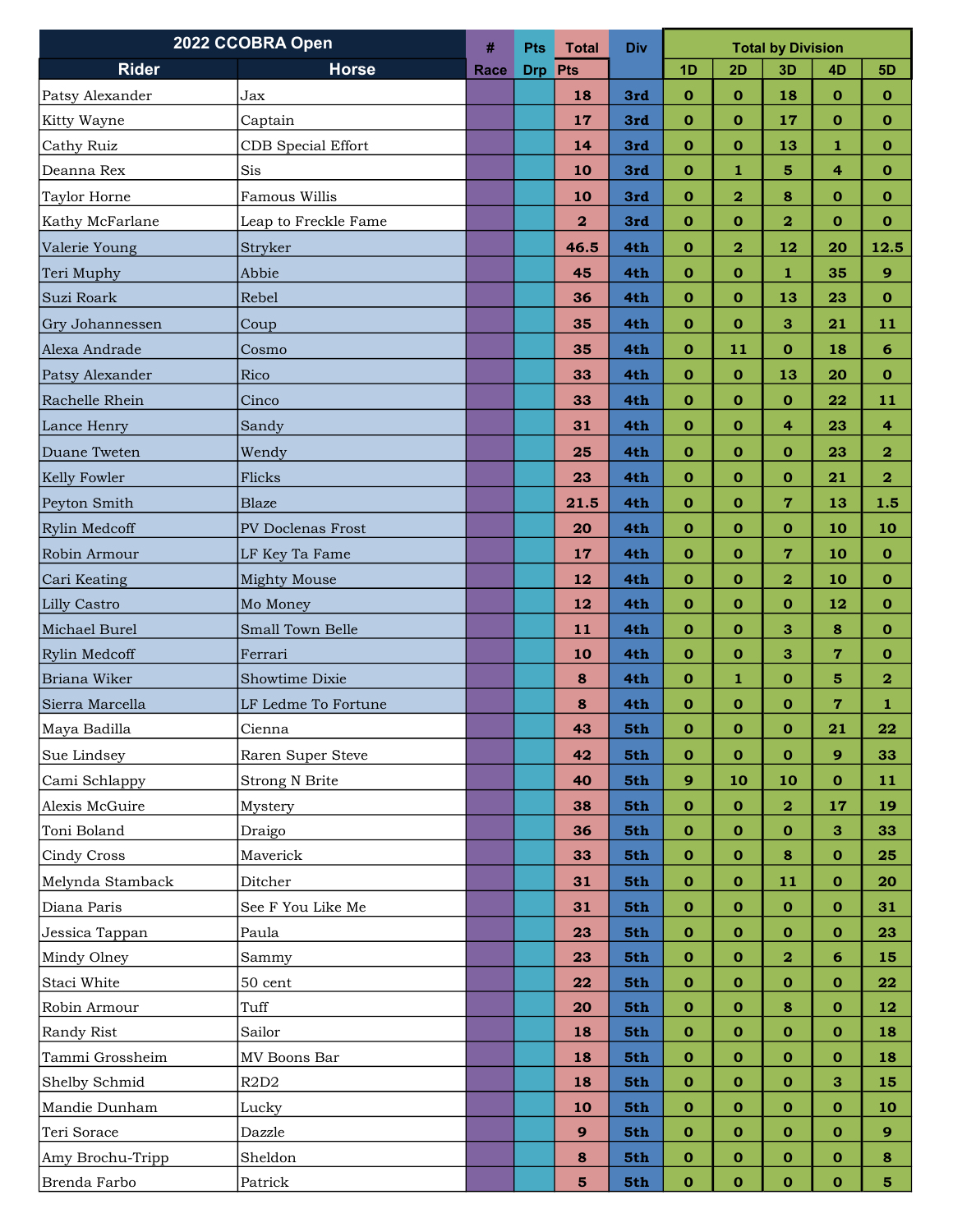| 2022 CCOBRA Open | | # | Pts | Total | Div | Total by Division | | | | |
|---|---|---|---|---|---|---|---|---|---|---|
| Rider | Horse | Race | Drp | Pts | | 1D | 2D | 3D | 4D | 5D |
| Patsy Alexander | Jax | | | 18 | 3rd | 0 | 0 | 18 | 0 | 0 |
| Kitty Wayne | Captain | | | 17 | 3rd | 0 | 0 | 17 | 0 | 0 |
| Cathy Ruiz | CDB Special Effort | | | 14 | 3rd | 0 | 0 | 13 | 1 | 0 |
| Deanna Rex | Sis | | | 10 | 3rd | 0 | 1 | 5 | 4 | 0 |
| Taylor Horne | Famous Willis | | | 10 | 3rd | 0 | 2 | 8 | 0 | 0 |
| Kathy McFarlane | Leap to Freckle Fame | | | 2 | 3rd | 0 | 0 | 2 | 0 | 0 |
| Valerie Young | Stryker | | | 46.5 | 4th | 0 | 2 | 12 | 20 | 12.5 |
| Teri Muphy | Abbie | | | 45 | 4th | 0 | 0 | 1 | 35 | 9 |
| Suzi Roark | Rebel | | | 36 | 4th | 0 | 0 | 13 | 23 | 0 |
| Gry Johannessen | Coup | | | 35 | 4th | 0 | 0 | 3 | 21 | 11 |
| Alexa Andrade | Cosmo | | | 35 | 4th | 0 | 11 | 0 | 18 | 6 |
| Patsy Alexander | Rico | | | 33 | 4th | 0 | 0 | 13 | 20 | 0 |
| Rachelle Rhein | Cinco | | | 33 | 4th | 0 | 0 | 0 | 22 | 11 |
| Lance Henry | Sandy | | | 31 | 4th | 0 | 0 | 4 | 23 | 4 |
| Duane Tweten | Wendy | | | 25 | 4th | 0 | 0 | 0 | 23 | 2 |
| Kelly Fowler | Flicks | | | 23 | 4th | 0 | 0 | 0 | 21 | 2 |
| Peyton Smith | Blaze | | | 21.5 | 4th | 0 | 0 | 7 | 13 | 1.5 |
| Rylin Medcoff | PV Doclenas Frost | | | 20 | 4th | 0 | 0 | 0 | 10 | 10 |
| Robin Armour | LF Key Ta Fame | | | 17 | 4th | 0 | 0 | 7 | 10 | 0 |
| Cari Keating | Mighty Mouse | | | 12 | 4th | 0 | 0 | 2 | 10 | 0 |
| Lilly Castro | Mo Money | | | 12 | 4th | 0 | 0 | 0 | 12 | 0 |
| Michael Burel | Small Town Belle | | | 11 | 4th | 0 | 0 | 3 | 8 | 0 |
| Rylin Medcoff | Ferrari | | | 10 | 4th | 0 | 0 | 3 | 7 | 0 |
| Briana Wiker | Showtime Dixie | | | 8 | 4th | 0 | 1 | 0 | 5 | 2 |
| Sierra Marcella | LF Ledme To Fortune | | | 8 | 4th | 0 | 0 | 0 | 7 | 1 |
| Maya Badilla | Cienna | | | 43 | 5th | 0 | 0 | 0 | 21 | 22 |
| Sue Lindsey | Raren Super Steve | | | 42 | 5th | 0 | 0 | 0 | 9 | 33 |
| Cami Schlappy | Strong N Brite | | | 40 | 5th | 9 | 10 | 10 | 0 | 11 |
| Alexis McGuire | Mystery | | | 38 | 5th | 0 | 0 | 2 | 17 | 19 |
| Toni Boland | Draigo | | | 36 | 5th | 0 | 0 | 0 | 3 | 33 |
| Cindy Cross | Maverick | | | 33 | 5th | 0 | 0 | 8 | 0 | 25 |
| Melynda Stamback | Ditcher | | | 31 | 5th | 0 | 0 | 11 | 0 | 20 |
| Diana Paris | See F You Like Me | | | 31 | 5th | 0 | 0 | 0 | 0 | 31 |
| Jessica Tappan | Paula | | | 23 | 5th | 0 | 0 | 0 | 0 | 23 |
| Mindy Olney | Sammy | | | 23 | 5th | 0 | 0 | 2 | 6 | 15 |
| Staci White | 50 cent | | | 22 | 5th | 0 | 0 | 0 | 0 | 22 |
| Robin Armour | Tuff | | | 20 | 5th | 0 | 0 | 8 | 0 | 12 |
| Randy Rist | Sailor | | | 18 | 5th | 0 | 0 | 0 | 0 | 18 |
| Tammi Grossheim | MV Boons Bar | | | 18 | 5th | 0 | 0 | 0 | 0 | 18 |
| Shelby Schmid | R2D2 | | | 18 | 5th | 0 | 0 | 0 | 3 | 15 |
| Mandie Dunham | Lucky | | | 10 | 5th | 0 | 0 | 0 | 0 | 10 |
| Teri Sorace | Dazzle | | | 9 | 5th | 0 | 0 | 0 | 0 | 9 |
| Amy Brochu-Tripp | Sheldon | | | 8 | 5th | 0 | 0 | 0 | 0 | 8 |
| Brenda Farbo | Patrick | | | 5 | 5th | 0 | 0 | 0 | 0 | 5 |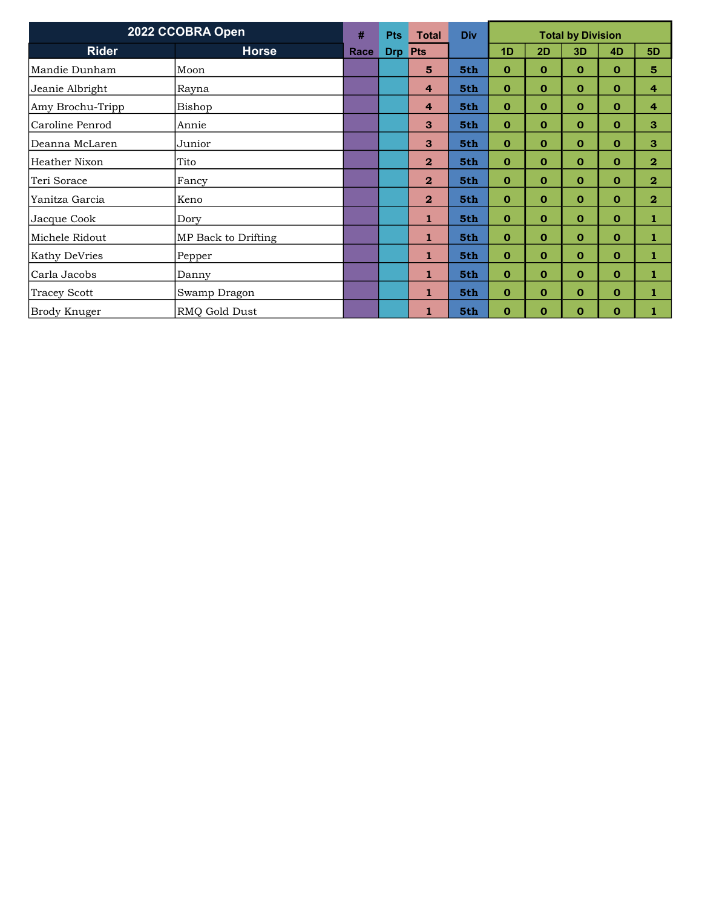| 2022 CCOBRA Open | | # | Pts | Total | Div | Total by Division | | | | |
|---|---|---|---|---|---|---|---|---|---|---|
| Rider | Horse | Race | Drp | Pts | | 1D | 2D | 3D | 4D | 5D |
| Mandie Dunham | Moon | | | 5 | 5th | 0 | 0 | 0 | 0 | 5 |
| Jeanie Albright | Rayna | | | 4 | 5th | 0 | 0 | 0 | 0 | 4 |
| Amy Brochu-Tripp | Bishop | | | 4 | 5th | 0 | 0 | 0 | 0 | 4 |
| Caroline Penrod | Annie | | | 3 | 5th | 0 | 0 | 0 | 0 | 3 |
| Deanna McLaren | Junior | | | 3 | 5th | 0 | 0 | 0 | 0 | 3 |
| Heather Nixon | Tito | | | 2 | 5th | 0 | 0 | 0 | 0 | 2 |
| Teri Sorace | Fancy | | | 2 | 5th | 0 | 0 | 0 | 0 | 2 |
| Yanitza Garcia | Keno | | | 2 | 5th | 0 | 0 | 0 | 0 | 2 |
| Jacque Cook | Dory | | | 1 | 5th | 0 | 0 | 0 | 0 | 1 |
| Michele Ridout | MP Back to Drifting | | | 1 | 5th | 0 | 0 | 0 | 0 | 1 |
| Kathy DeVries | Pepper | | | 1 | 5th | 0 | 0 | 0 | 0 | 1 |
| Carla Jacobs | Danny | | | 1 | 5th | 0 | 0 | 0 | 0 | 1 |
| Tracey Scott | Swamp Dragon | | | 1 | 5th | 0 | 0 | 0 | 0 | 1 |
| Brody Knuger | RMQ Gold Dust | | | 1 | 5th | 0 | 0 | 0 | 0 | 1 |